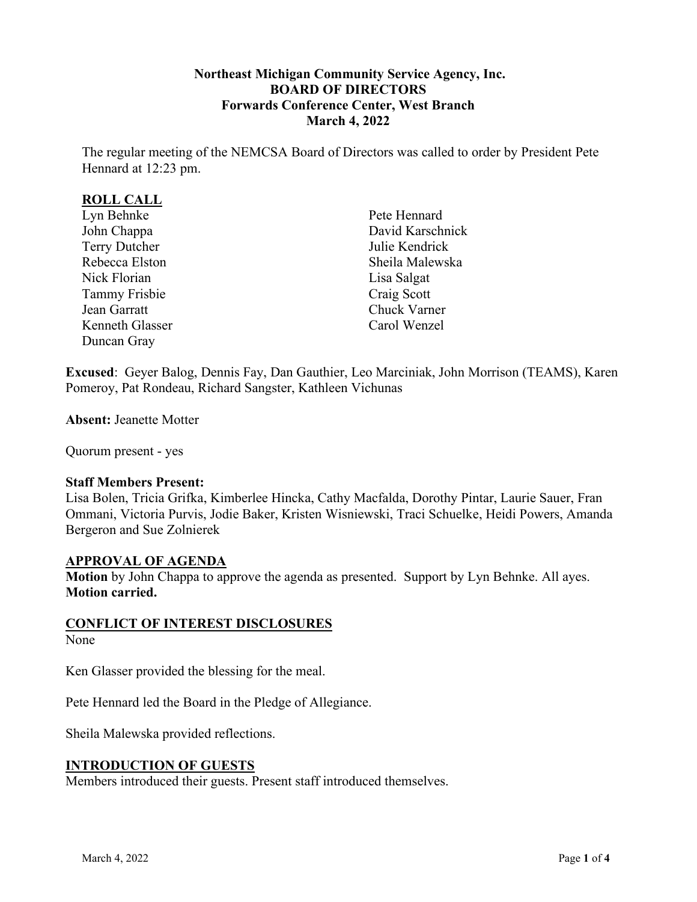**Northeast Michigan Community Service Agency, Inc.**
**BOARD OF DIRECTORS**
**Forwards Conference Center, West Branch**
**March 4, 2022**

The regular meeting of the NEMCSA Board of Directors was called to order by President Pete Hennard at 12:23 pm.

## ROLL CALL

Lyn Behnke
John Chappa
Terry Dutcher
Rebecca Elston
Nick Florian
Tammy Frisbie
Jean Garratt
Kenneth Glasser
Duncan Gray
Pete Hennard
David Karschnick
Julie Kendrick
Sheila Malewska
Lisa Salgat
Craig Scott
Chuck Varner
Carol Wenzel

**Excused**: Geyer Balog, Dennis Fay, Dan Gauthier, Leo Marciniak, John Morrison (TEAMS), Karen Pomeroy, Pat Rondeau, Richard Sangster, Kathleen Vichunas

**Absent:** Jeanette Motter

Quorum present - yes

**Staff Members Present:**
Lisa Bolen, Tricia Grifka, Kimberlee Hincka, Cathy Macfalda, Dorothy Pintar, Laurie Sauer, Fran Ommani, Victoria Purvis, Jodie Baker, Kristen Wisniewski, Traci Schuelke, Heidi Powers, Amanda Bergeron and Sue Zolnierek

## APPROVAL OF AGENDA

**Motion** by John Chappa to approve the agenda as presented. Support by Lyn Behnke. All ayes. **Motion carried.**

## CONFLICT OF INTEREST DISCLOSURES

None

Ken Glasser provided the blessing for the meal.

Pete Hennard led the Board in the Pledge of Allegiance.

Sheila Malewska provided reflections.

## INTRODUCTION OF GUESTS

Members introduced their guests. Present staff introduced themselves.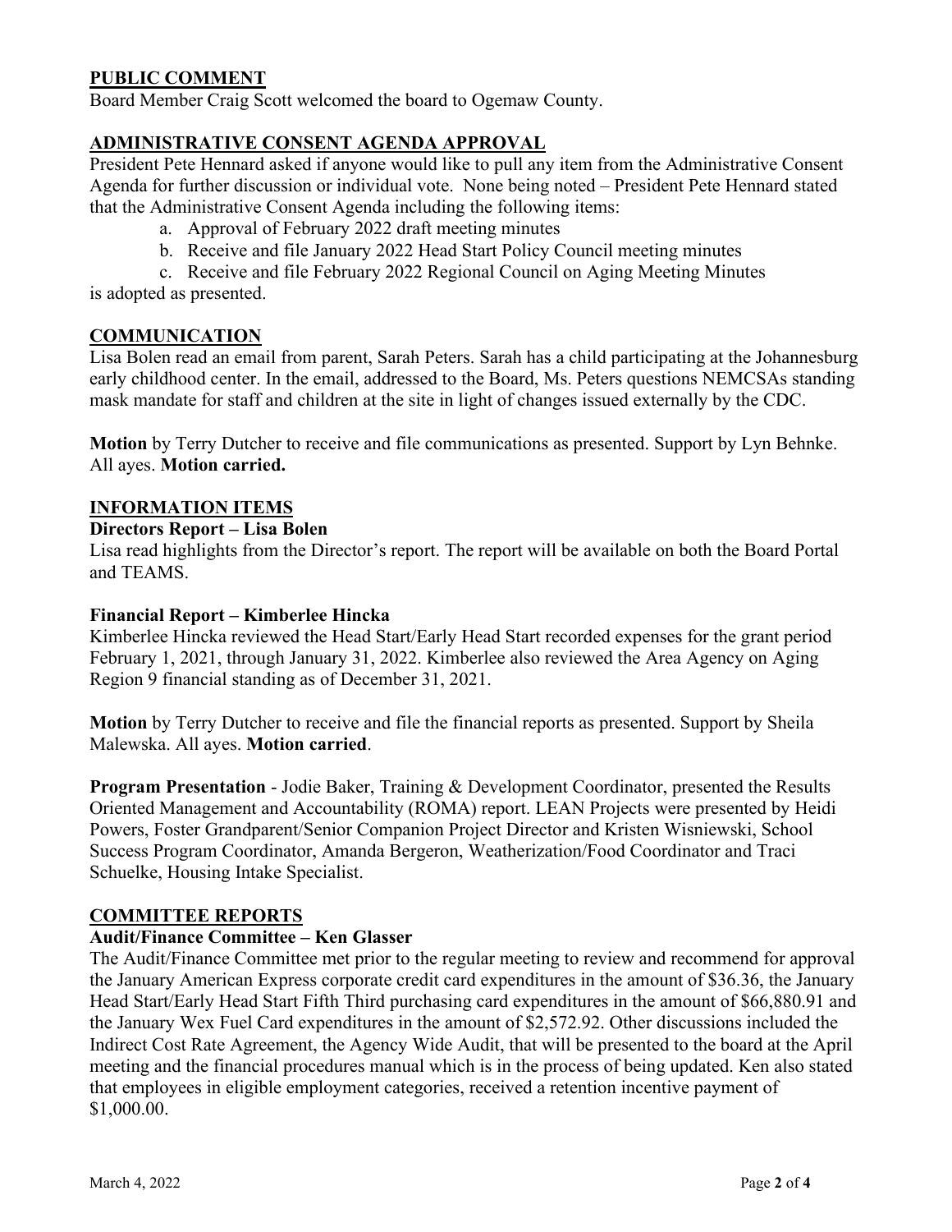## PUBLIC COMMENT

Board Member Craig Scott welcomed the board to Ogemaw County.

## ADMINISTRATIVE CONSENT AGENDA APPROVAL

President Pete Hennard asked if anyone would like to pull any item from the Administrative Consent Agenda for further discussion or individual vote. None being noted – President Pete Hennard stated that the Administrative Consent Agenda including the following items:

a. Approval of February 2022 draft meeting minutes
b. Receive and file January 2022 Head Start Policy Council meeting minutes
c. Receive and file February 2022 Regional Council on Aging Meeting Minutes

is adopted as presented.

## COMMUNICATION

Lisa Bolen read an email from parent, Sarah Peters. Sarah has a child participating at the Johannesburg early childhood center. In the email, addressed to the Board, Ms. Peters questions NEMCSAs standing mask mandate for staff and children at the site in light of changes issued externally by the CDC.

**Motion** by Terry Dutcher to receive and file communications as presented. Support by Lyn Behnke. All ayes. **Motion carried.**

## INFORMATION ITEMS

### Directors Report – Lisa Bolen

Lisa read highlights from the Director's report. The report will be available on both the Board Portal and TEAMS.

### Financial Report – Kimberlee Hincka

Kimberlee Hincka reviewed the Head Start/Early Head Start recorded expenses for the grant period February 1, 2021, through January 31, 2022. Kimberlee also reviewed the Area Agency on Aging Region 9 financial standing as of December 31, 2021.

**Motion** by Terry Dutcher to receive and file the financial reports as presented. Support by Sheila Malewska. All ayes. **Motion carried**.

**Program Presentation** - Jodie Baker, Training & Development Coordinator, presented the Results Oriented Management and Accountability (ROMA) report. LEAN Projects were presented by Heidi Powers, Foster Grandparent/Senior Companion Project Director and Kristen Wisniewski, School Success Program Coordinator, Amanda Bergeron, Weatherization/Food Coordinator and Traci Schuelke, Housing Intake Specialist.

## COMMITTEE REPORTS

### Audit/Finance Committee – Ken Glasser

The Audit/Finance Committee met prior to the regular meeting to review and recommend for approval the January American Express corporate credit card expenditures in the amount of $36.36, the January Head Start/Early Head Start Fifth Third purchasing card expenditures in the amount of $66,880.91 and the January Wex Fuel Card expenditures in the amount of $2,572.92. Other discussions included the Indirect Cost Rate Agreement, the Agency Wide Audit, that will be presented to the board at the April meeting and the financial procedures manual which is in the process of being updated. Ken also stated that employees in eligible employment categories, received a retention incentive payment of $1,000.00.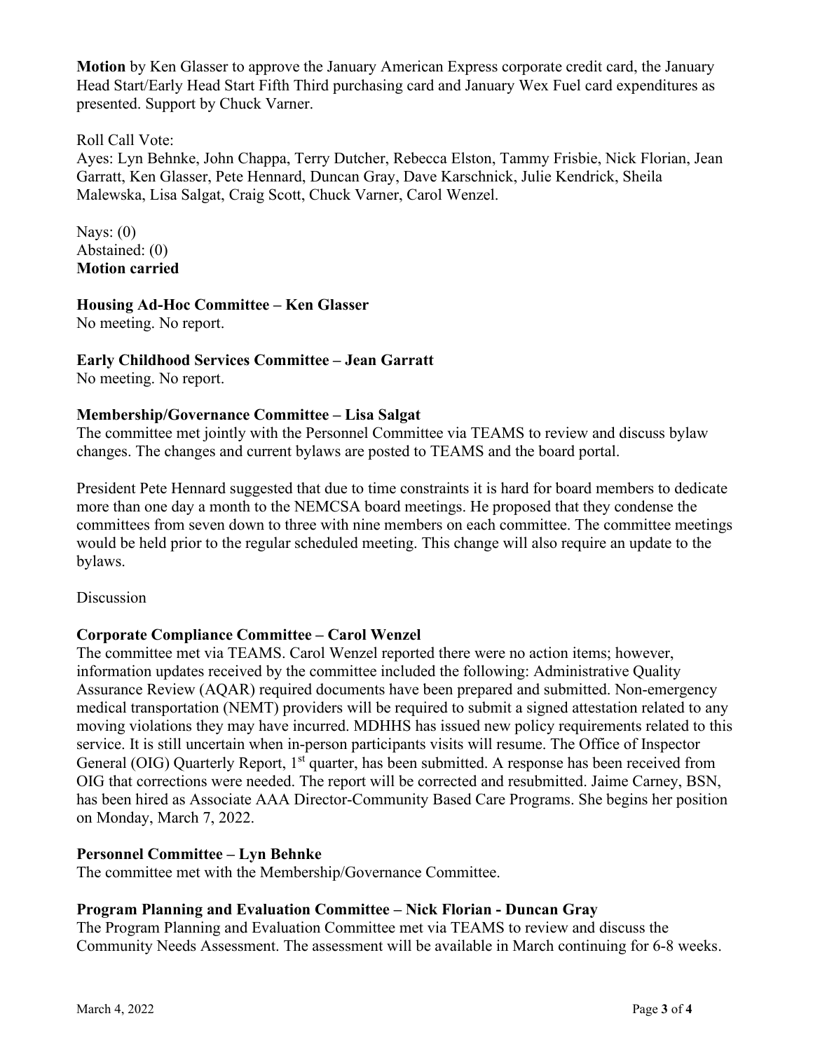**Motion** by Ken Glasser to approve the January American Express corporate credit card, the January Head Start/Early Head Start Fifth Third purchasing card and January Wex Fuel card expenditures as presented. Support by Chuck Varner.

Roll Call Vote:
Ayes: Lyn Behnke, John Chappa, Terry Dutcher, Rebecca Elston, Tammy Frisbie, Nick Florian, Jean Garratt, Ken Glasser, Pete Hennard, Duncan Gray, Dave Karschnick, Julie Kendrick, Sheila Malewska, Lisa Salgat, Craig Scott, Chuck Varner, Carol Wenzel.

Nays: (0)
Abstained: (0)
**Motion carried**

**Housing Ad-Hoc Committee – Ken Glasser**
No meeting. No report.

**Early Childhood Services Committee – Jean Garratt**
No meeting. No report.

**Membership/Governance Committee – Lisa Salgat**
The committee met jointly with the Personnel Committee via TEAMS to review and discuss bylaw changes. The changes and current bylaws are posted to TEAMS and the board portal.

President Pete Hennard suggested that due to time constraints it is hard for board members to dedicate more than one day a month to the NEMCSA board meetings. He proposed that they condense the committees from seven down to three with nine members on each committee. The committee meetings would be held prior to the regular scheduled meeting. This change will also require an update to the bylaws.

Discussion

**Corporate Compliance Committee – Carol Wenzel**
The committee met via TEAMS. Carol Wenzel reported there were no action items; however, information updates received by the committee included the following: Administrative Quality Assurance Review (AQAR) required documents have been prepared and submitted. Non-emergency medical transportation (NEMT) providers will be required to submit a signed attestation related to any moving violations they may have incurred. MDHHS has issued new policy requirements related to this service. It is still uncertain when in-person participants visits will resume. The Office of Inspector General (OIG) Quarterly Report, 1st quarter, has been submitted. A response has been received from OIG that corrections were needed. The report will be corrected and resubmitted. Jaime Carney, BSN, has been hired as Associate AAA Director-Community Based Care Programs. She begins her position on Monday, March 7, 2022.

**Personnel Committee – Lyn Behnke**
The committee met with the Membership/Governance Committee.

**Program Planning and Evaluation Committee – Nick Florian - Duncan Gray**
The Program Planning and Evaluation Committee met via TEAMS to review and discuss the Community Needs Assessment. The assessment will be available in March continuing for 6-8 weeks.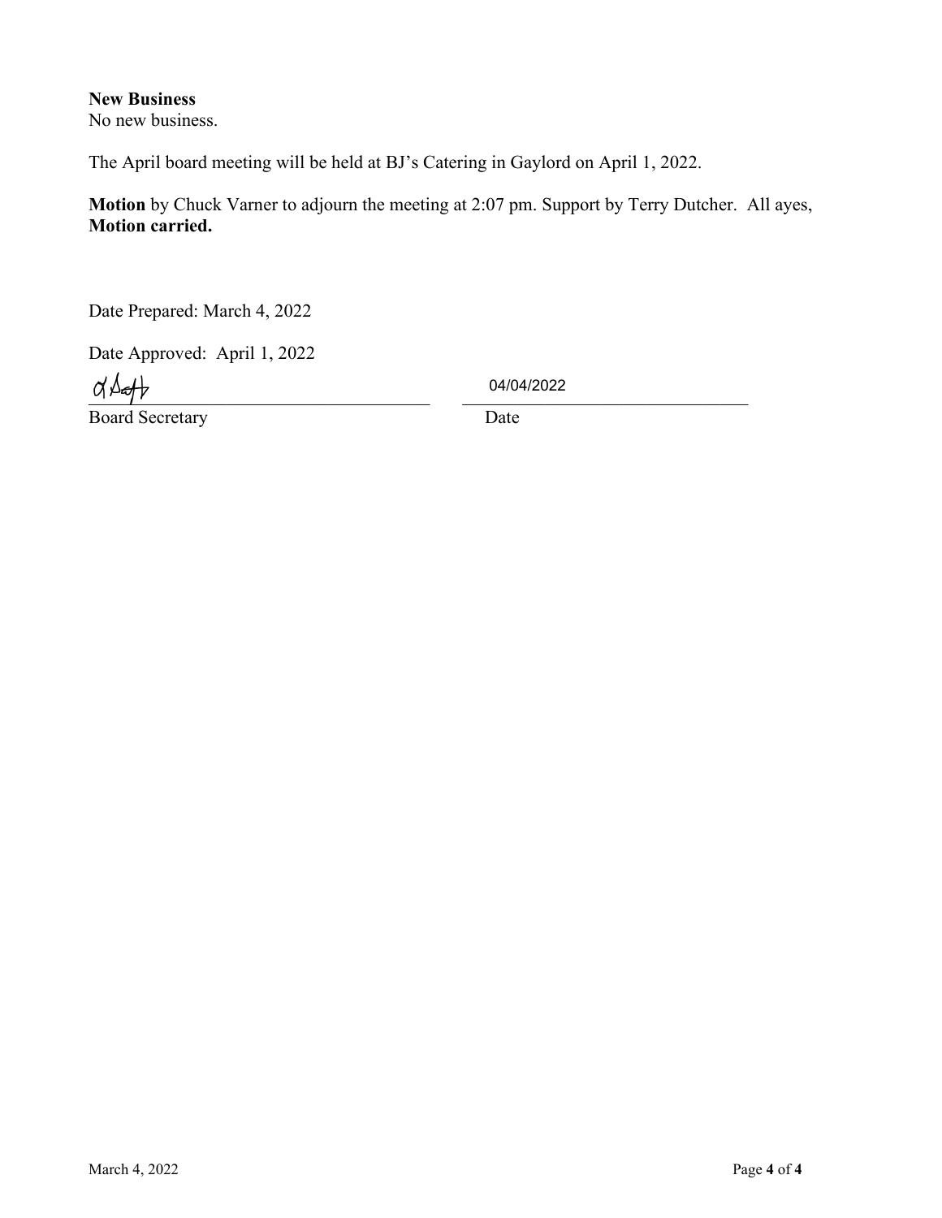**New Business**

No new business.

The April board meeting will be held at BJ's Catering in Gaylord on April 1, 2022.

**Motion** by Chuck Varner to adjourn the meeting at 2:07 pm. Support by Terry Dutcher. All ayes, **Motion carried.**

Date Prepared: March 4, 2022

Date Approved: April 1, 2022

| | |
|---|---|
| Board Secretary | 04/04/2022 |
| | Date |